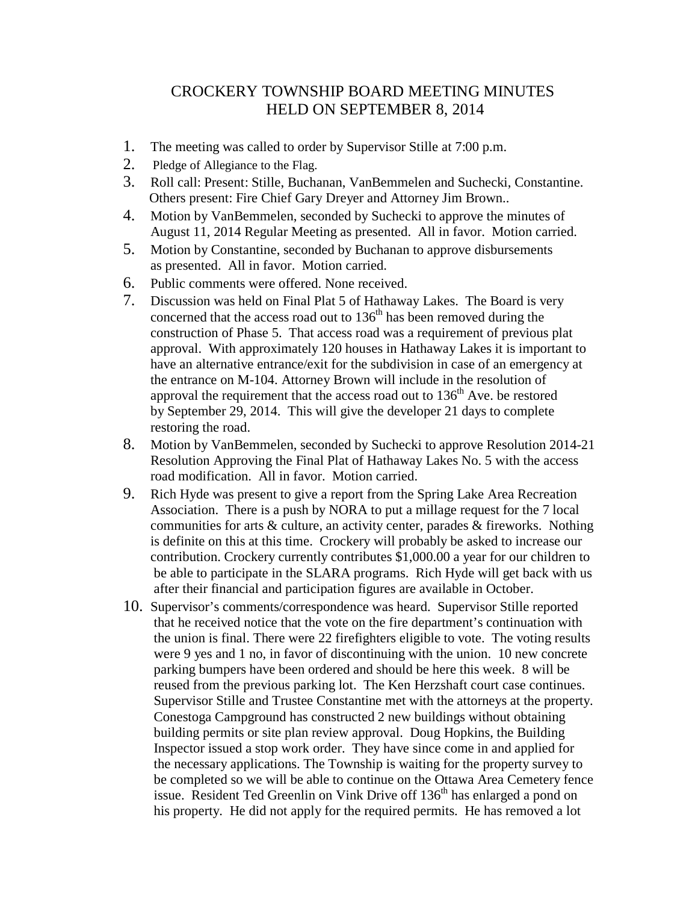# CROCKERY TOWNSHIP BOARD MEETING MINUTES
# HELD ON SEPTEMBER 8, 2014

1. The meeting was called to order by Supervisor Stille at 7:00 p.m.
2. Pledge of Allegiance to the Flag.
3. Roll call: Present: Stille, Buchanan, VanBemmelen and Suchecki, Constantine. Others present: Fire Chief Gary Dreyer and Attorney Jim Brown..
4. Motion by VanBemmelen, seconded by Suchecki to approve the minutes of August 11, 2014 Regular Meeting as presented. All in favor. Motion carried.
5. Motion by Constantine, seconded by Buchanan to approve disbursements as presented. All in favor. Motion carried.
6. Public comments were offered. None received.
7. Discussion was held on Final Plat 5 of Hathaway Lakes. The Board is very concerned that the access road out to 136th has been removed during the construction of Phase 5. That access road was a requirement of previous plat approval. With approximately 120 houses in Hathaway Lakes it is important to have an alternative entrance/exit for the subdivision in case of an emergency at the entrance on M-104. Attorney Brown will include in the resolution of approval the requirement that the access road out to 136th Ave. be restored by September 29, 2014. This will give the developer 21 days to complete restoring the road.
8. Motion by VanBemmelen, seconded by Suchecki to approve Resolution 2014-21 Resolution Approving the Final Plat of Hathaway Lakes No. 5 with the access road modification. All in favor. Motion carried.
9. Rich Hyde was present to give a report from the Spring Lake Area Recreation Association. There is a push by NORA to put a millage request for the 7 local communities for arts & culture, an activity center, parades & fireworks. Nothing is definite on this at this time. Crockery will probably be asked to increase our contribution. Crockery currently contributes $1,000.00 a year for our children to be able to participate in the SLARA programs. Rich Hyde will get back with us after their financial and participation figures are available in October.
10. Supervisor's comments/correspondence was heard. Supervisor Stille reported that he received notice that the vote on the fire department's continuation with the union is final. There were 22 firefighters eligible to vote. The voting results were 9 yes and 1 no, in favor of discontinuing with the union. 10 new concrete parking bumpers have been ordered and should be here this week. 8 will be reused from the previous parking lot. The Ken Herzshaft court case continues. Supervisor Stille and Trustee Constantine met with the attorneys at the property. Conestoga Campground has constructed 2 new buildings without obtaining building permits or site plan review approval. Doug Hopkins, the Building Inspector issued a stop work order. They have since come in and applied for the necessary applications. The Township is waiting for the property survey to be completed so we will be able to continue on the Ottawa Area Cemetery fence issue. Resident Ted Greenlin on Vink Drive off 136th has enlarged a pond on his property. He did not apply for the required permits. He has removed a lot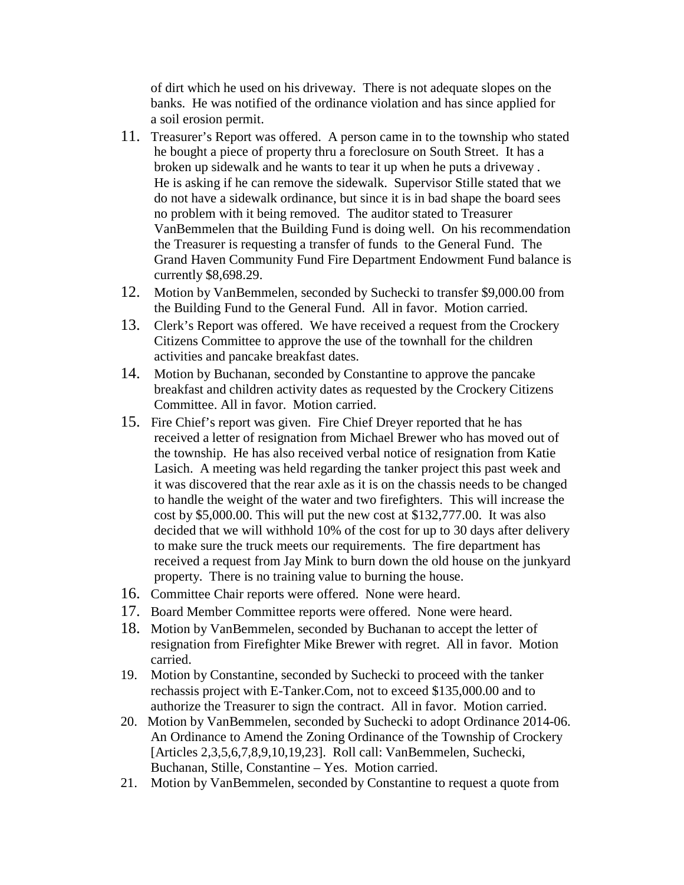of dirt which he used on his driveway. There is not adequate slopes on the banks. He was notified of the ordinance violation and has since applied for a soil erosion permit.

11. Treasurer's Report was offered. A person came in to the township who stated he bought a piece of property thru a foreclosure on South Street. It has a broken up sidewalk and he wants to tear it up when he puts a driveway . He is asking if he can remove the sidewalk. Supervisor Stille stated that we do not have a sidewalk ordinance, but since it is in bad shape the board sees no problem with it being removed. The auditor stated to Treasurer VanBemmelen that the Building Fund is doing well. On his recommendation the Treasurer is requesting a transfer of funds to the General Fund. The Grand Haven Community Fund Fire Department Endowment Fund balance is currently $8,698.29.
12. Motion by VanBemmelen, seconded by Suchecki to transfer $9,000.00 from the Building Fund to the General Fund. All in favor. Motion carried.
13. Clerk's Report was offered. We have received a request from the Crockery Citizens Committee to approve the use of the townhall for the children activities and pancake breakfast dates.
14. Motion by Buchanan, seconded by Constantine to approve the pancake breakfast and children activity dates as requested by the Crockery Citizens Committee. All in favor. Motion carried.
15. Fire Chief's report was given. Fire Chief Dreyer reported that he has received a letter of resignation from Michael Brewer who has moved out of the township. He has also received verbal notice of resignation from Katie Lasich. A meeting was held regarding the tanker project this past week and it was discovered that the rear axle as it is on the chassis needs to be changed to handle the weight of the water and two firefighters. This will increase the cost by $5,000.00. This will put the new cost at $132,777.00. It was also decided that we will withhold 10% of the cost for up to 30 days after delivery to make sure the truck meets our requirements. The fire department has received a request from Jay Mink to burn down the old house on the junkyard property. There is no training value to burning the house.
16. Committee Chair reports were offered. None were heard.
17. Board Member Committee reports were offered. None were heard.
18. Motion by VanBemmelen, seconded by Buchanan to accept the letter of resignation from Firefighter Mike Brewer with regret. All in favor. Motion carried.
19. Motion by Constantine, seconded by Suchecki to proceed with the tanker rechassis project with E-Tanker.Com, not to exceed $135,000.00 and to authorize the Treasurer to sign the contract. All in favor. Motion carried.
20. Motion by VanBemmelen, seconded by Suchecki to adopt Ordinance 2014-06. An Ordinance to Amend the Zoning Ordinance of the Township of Crockery [Articles 2,3,5,6,7,8,9,10,19,23]. Roll call: VanBemmelen, Suchecki, Buchanan, Stille, Constantine – Yes. Motion carried.
21. Motion by VanBemmelen, seconded by Constantine to request a quote from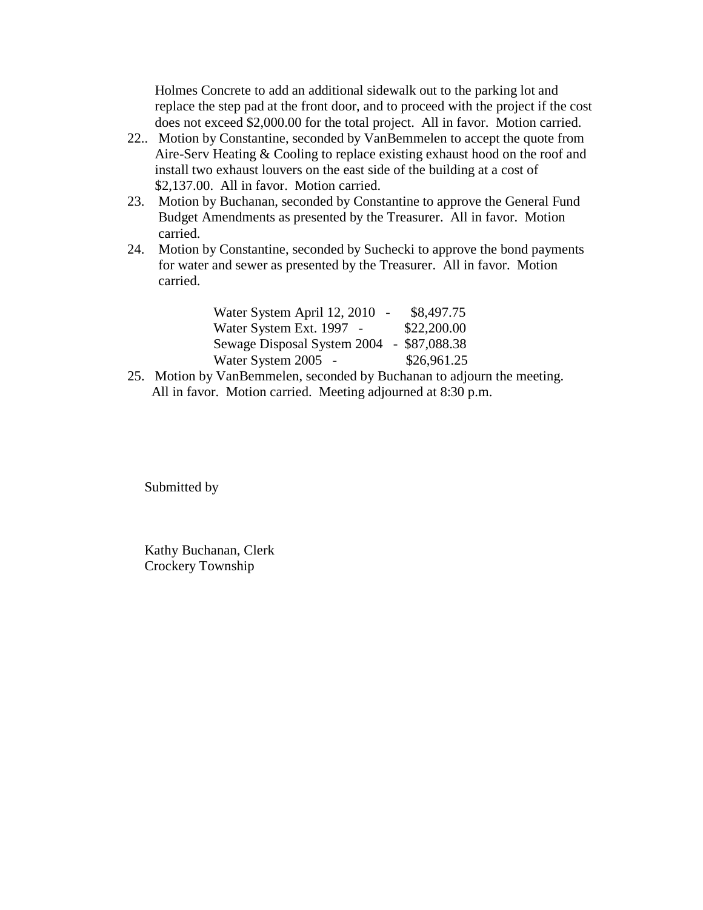Holmes Concrete to add an additional sidewalk out to the parking lot and replace the step pad at the front door, and to proceed with the project if the cost does not exceed $2,000.00 for the total project. All in favor. Motion carried.

22.. Motion by Constantine, seconded by VanBemmelen to accept the quote from Aire-Serv Heating & Cooling to replace existing exhaust hood on the roof and install two exhaust louvers on the east side of the building at a cost of $2,137.00. All in favor. Motion carried.

23. Motion by Buchanan, seconded by Constantine to approve the General Fund Budget Amendments as presented by the Treasurer. All in favor. Motion carried.

24. Motion by Constantine, seconded by Suchecki to approve the bond payments for water and sewer as presented by the Treasurer. All in favor. Motion carried.

| | |
|---|---|
| Water System April 12, 2010 - | $8,497.75 |
| Water System Ext. 1997 - | $22,200.00 |
| Sewage Disposal System 2004 - | $87,088.38 |
| Water System 2005 - | $26,961.25 |

25. Motion by VanBemmelen, seconded by Buchanan to adjourn the meeting. All in favor. Motion carried. Meeting adjourned at 8:30 p.m.

Submitted by

Kathy Buchanan, Clerk
Crockery Township